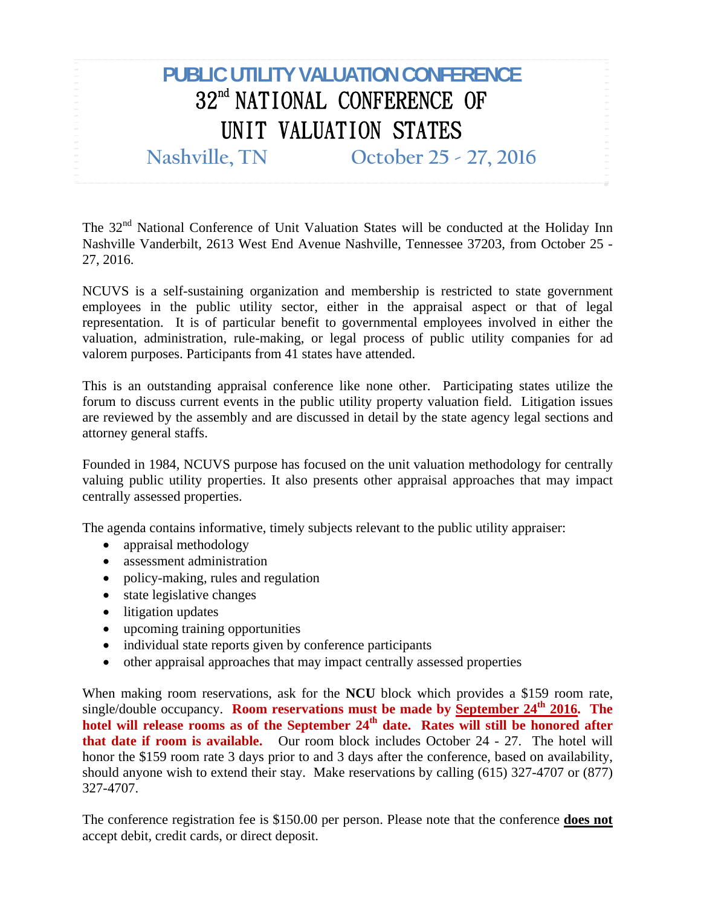# PUBLIC UTILITY VALUATION CONFERENCE

## 32nd NATIONAL CONFERENCE OF UNIT VALUATION STATES

### Nashville, TN October 25 - 27, 2016

The 32nd National Conference of Unit Valuation States will be conducted at the Holiday Inn Nashville Vanderbilt, 2613 West End Avenue Nashville, Tennessee 37203, from October 25 - 27, 2016.

NCUVS is a self-sustaining organization and membership is restricted to state government employees in the public utility sector, either in the appraisal aspect or that of legal representation. It is of particular benefit to governmental employees involved in either the valuation, administration, rule-making, or legal process of public utility companies for ad valorem purposes. Participants from 41 states have attended.

This is an outstanding appraisal conference like none other. Participating states utilize the forum to discuss current events in the public utility property valuation field. Litigation issues are reviewed by the assembly and are discussed in detail by the state agency legal sections and attorney general staffs.

Founded in 1984, NCUVS purpose has focused on the unit valuation methodology for centrally valuing public utility properties. It also presents other appraisal approaches that may impact centrally assessed properties.

The agenda contains informative, timely subjects relevant to the public utility appraiser:

- appraisal methodology
- assessment administration
- policy-making, rules and regulation
- state legislative changes
- litigation updates
- upcoming training opportunities
- individual state reports given by conference participants
- other appraisal approaches that may impact centrally assessed properties

When making room reservations, ask for the **NCU** block which provides a $159 room rate, single/double occupancy. **Room reservations must be made by September 24th 2016. The hotel will release rooms as of the September 24th date. Rates will still be honored after that date if room is available.** Our room block includes October 24 - 27. The hotel will honor the $159 room rate 3 days prior to and 3 days after the conference, based on availability, should anyone wish to extend their stay. Make reservations by calling (615) 327-4707 or (877) 327-4707.

The conference registration fee is $150.00 per person. Please note that the conference **does not** accept debit, credit cards, or direct deposit.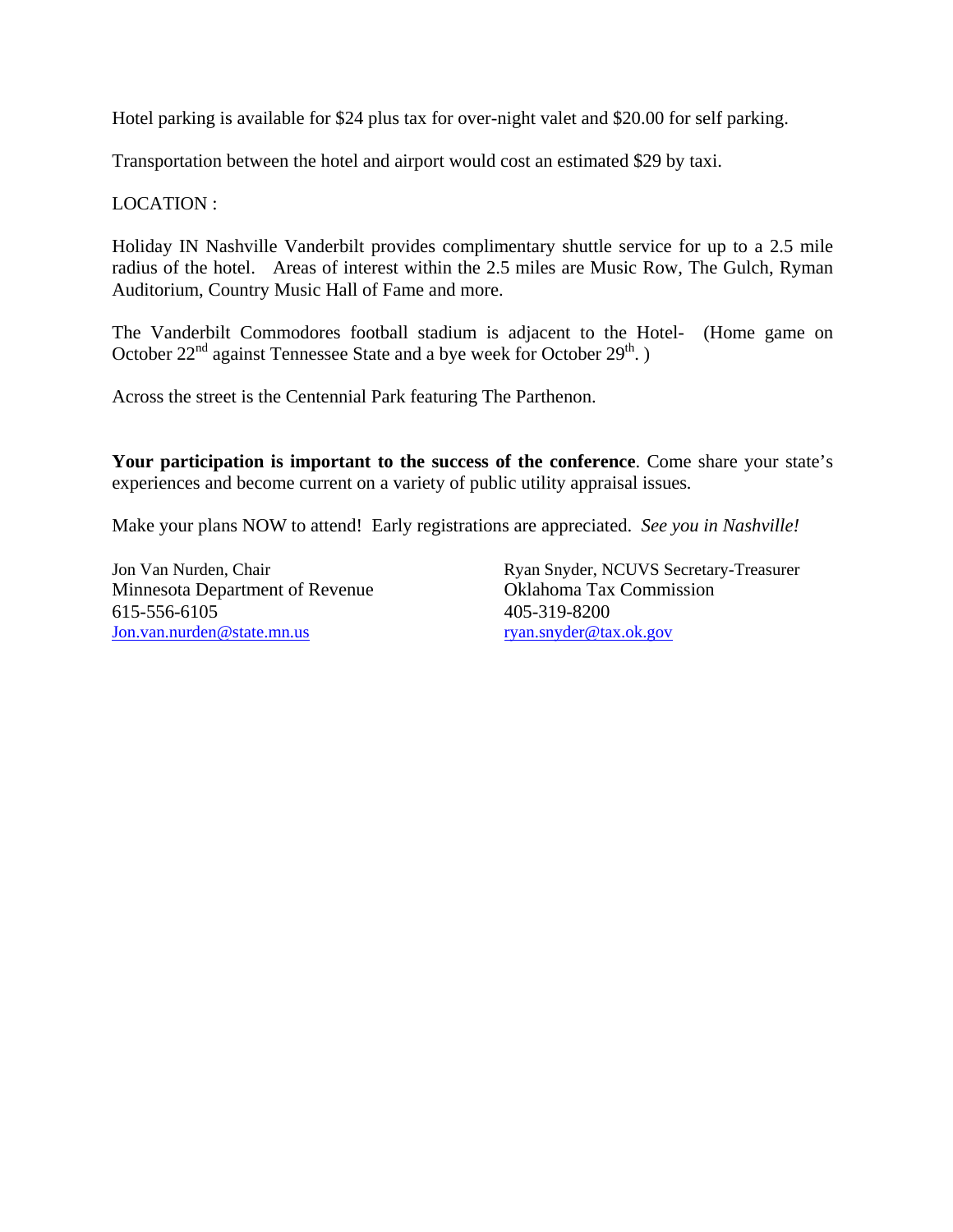Hotel parking is available for $24 plus tax for over-night valet and $20.00 for self parking.

Transportation between the hotel and airport would cost an estimated $29 by taxi.

LOCATION :

Holiday IN Nashville Vanderbilt provides complimentary shuttle service for up to a 2.5 mile radius of the hotel. Areas of interest within the 2.5 miles are Music Row, The Gulch, Ryman Auditorium, Country Music Hall of Fame and more.

The Vanderbilt Commodores football stadium is adjacent to the Hotel- (Home game on October 22nd against Tennessee State and a bye week for October 29th. )

Across the street is the Centennial Park featuring The Parthenon.

**Your participation is important to the success of the conference**. Come share your state's experiences and become current on a variety of public utility appraisal issues.

Make your plans NOW to attend! Early registrations are appreciated. *See you in Nashville!*

Jon Van Nurden, Chair
Minnesota Department of Revenue
615-556-6105
Jon.van.nurden@state.mn.us

Ryan Snyder, NCUVS Secretary-Treasurer
Oklahoma Tax Commission
405-319-8200
ryan.snyder@tax.ok.gov